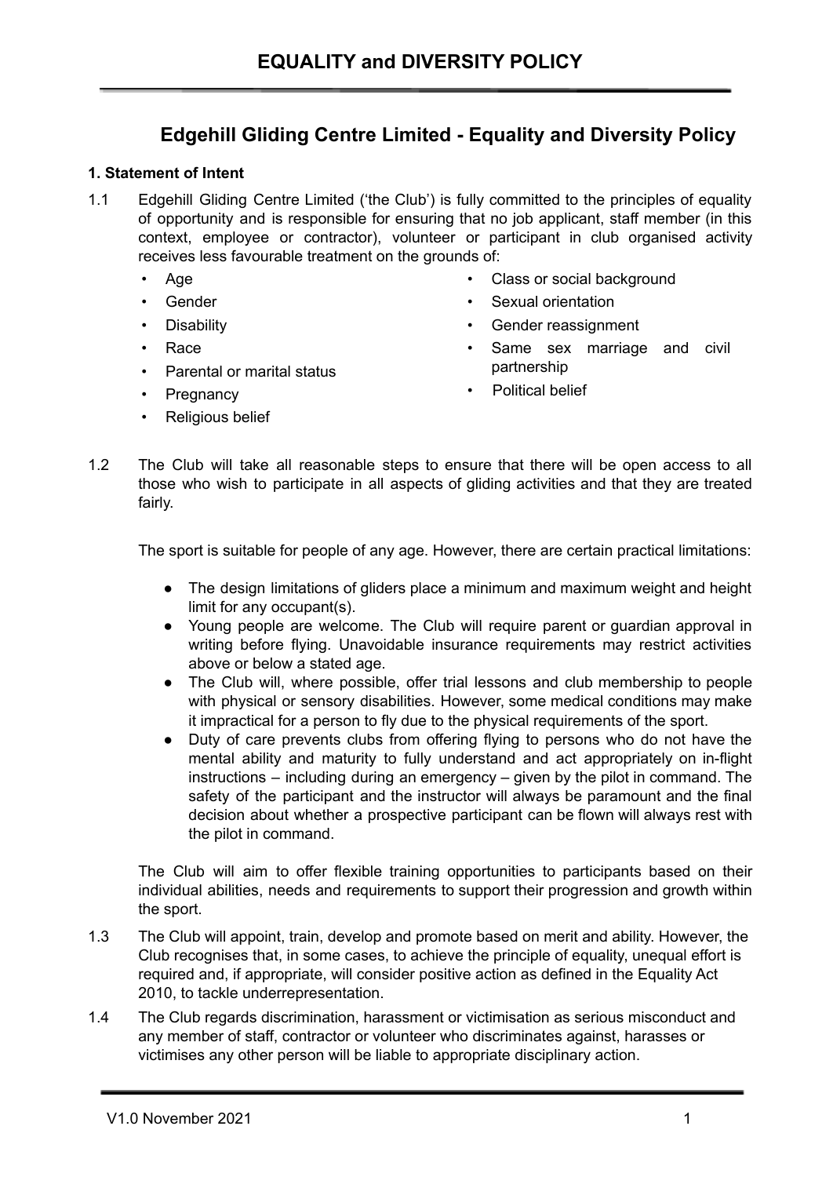# EQUALITY and DIVERSITY POLICY

## Edgehill Gliding Centre Limited - Equality and Diversity Policy

### 1. Statement of Intent

1.1 Edgehill Gliding Centre Limited ('the Club') is fully committed to the principles of equality of opportunity and is responsible for ensuring that no job applicant, staff member (in this context, employee or contractor), volunteer or participant in club organised activity receives less favourable treatment on the grounds of:

- Age
- Gender
- Disability
- Race
- Parental or marital status
- Pregnancy
- Religious belief
- Class or social background
- Sexual orientation
- Gender reassignment
- Same sex marriage and civil partnership
- Political belief

1.2 The Club will take all reasonable steps to ensure that there will be open access to all those who wish to participate in all aspects of gliding activities and that they are treated fairly.

The sport is suitable for people of any age. However, there are certain practical limitations:

- The design limitations of gliders place a minimum and maximum weight and height limit for any occupant(s).
- Young people are welcome. The Club will require parent or guardian approval in writing before flying. Unavoidable insurance requirements may restrict activities above or below a stated age.
- The Club will, where possible, offer trial lessons and club membership to people with physical or sensory disabilities. However, some medical conditions may make it impractical for a person to fly due to the physical requirements of the sport.
- Duty of care prevents clubs from offering flying to persons who do not have the mental ability and maturity to fully understand and act appropriately on in-flight instructions – including during an emergency – given by the pilot in command. The safety of the participant and the instructor will always be paramount and the final decision about whether a prospective participant can be flown will always rest with the pilot in command.

The Club will aim to offer flexible training opportunities to participants based on their individual abilities, needs and requirements to support their progression and growth within the sport.

1.3 The Club will appoint, train, develop and promote based on merit and ability. However, the Club recognises that, in some cases, to achieve the principle of equality, unequal effort is required and, if appropriate, will consider positive action as defined in the Equality Act 2010, to tackle underrepresentation.

1.4 The Club regards discrimination, harassment or victimisation as serious misconduct and any member of staff, contractor or volunteer who discriminates against, harasses or victimises any other person will be liable to appropriate disciplinary action.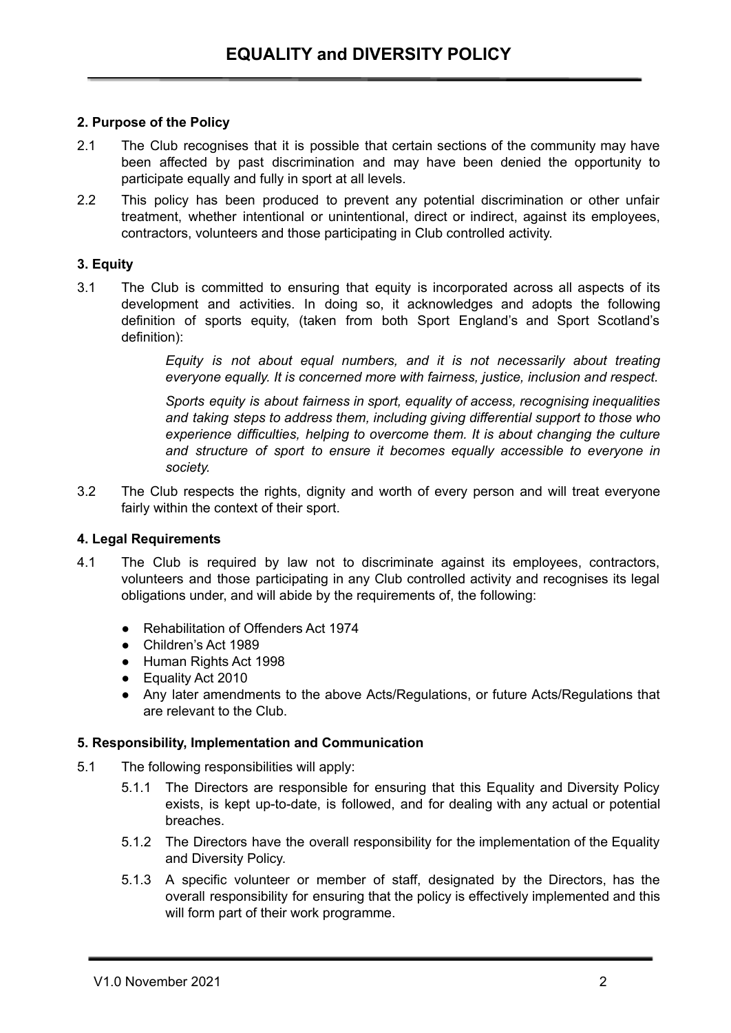**2. Purpose of the Policy**

2.1 The Club recognises that it is possible that certain sections of the community may have been affected by past discrimination and may have been denied the opportunity to participate equally and fully in sport at all levels.

2.2 This policy has been produced to prevent any potential discrimination or other unfair treatment, whether intentional or unintentional, direct or indirect, against its employees, contractors, volunteers and those participating in Club controlled activity.

**3. Equity**

3.1 The Club is committed to ensuring that equity is incorporated across all aspects of its development and activities. In doing so, it acknowledges and adopts the following definition of sports equity, (taken from both Sport England's and Sport Scotland's definition):

> *Equity is not about equal numbers, and it is not necessarily about treating everyone equally. It is concerned more with fairness, justice, inclusion and respect.*
>
> *Sports equity is about fairness in sport, equality of access, recognising inequalities and taking steps to address them, including giving differential support to those who experience difficulties, helping to overcome them. It is about changing the culture and structure of sport to ensure it becomes equally accessible to everyone in society.*

3.2 The Club respects the rights, dignity and worth of every person and will treat everyone fairly within the context of their sport.

**4. Legal Requirements**

4.1 The Club is required by law not to discriminate against its employees, contractors, volunteers and those participating in any Club controlled activity and recognises its legal obligations under, and will abide by the requirements of, the following:

- Rehabilitation of Offenders Act 1974
- Children's Act 1989
- Human Rights Act 1998
- Equality Act 2010
- Any later amendments to the above Acts/Regulations, or future Acts/Regulations that are relevant to the Club.

**5. Responsibility, Implementation and Communication**

5.1 The following responsibilities will apply:

5.1.1 The Directors are responsible for ensuring that this Equality and Diversity Policy exists, is kept up-to-date, is followed, and for dealing with any actual or potential breaches.

5.1.2 The Directors have the overall responsibility for the implementation of the Equality and Diversity Policy.

5.1.3 A specific volunteer or member of staff, designated by the Directors, has the overall responsibility for ensuring that the policy is effectively implemented and this will form part of their work programme.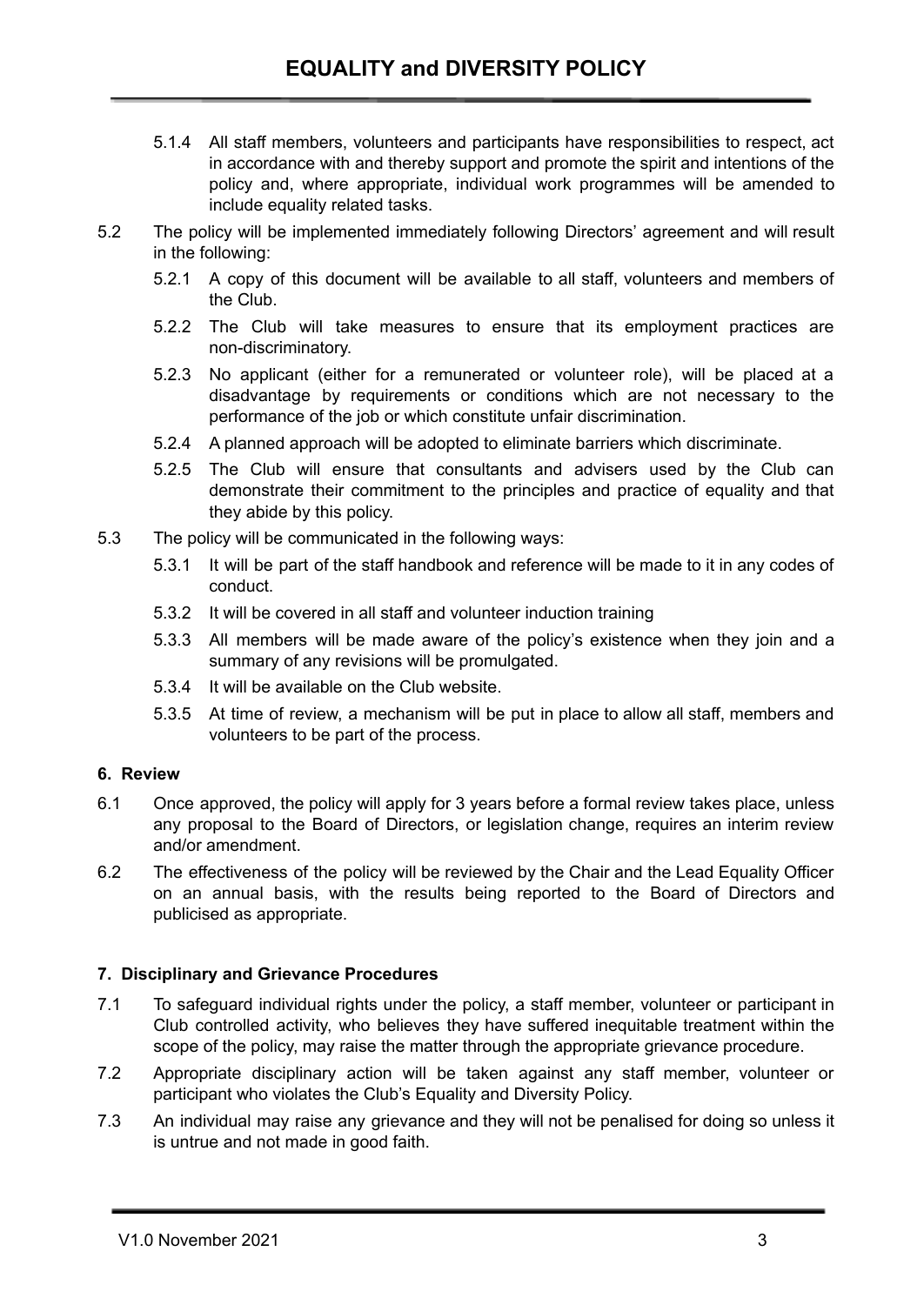5.1.4 All staff members, volunteers and participants have responsibilities to respect, act in accordance with and thereby support and promote the spirit and intentions of the policy and, where appropriate, individual work programmes will be amended to include equality related tasks.

5.2 The policy will be implemented immediately following Directors' agreement and will result in the following:

5.2.1 A copy of this document will be available to all staff, volunteers and members of the Club.

5.2.2 The Club will take measures to ensure that its employment practices are non-discriminatory.

5.2.3 No applicant (either for a remunerated or volunteer role), will be placed at a disadvantage by requirements or conditions which are not necessary to the performance of the job or which constitute unfair discrimination.

5.2.4 A planned approach will be adopted to eliminate barriers which discriminate.

5.2.5 The Club will ensure that consultants and advisers used by the Club can demonstrate their commitment to the principles and practice of equality and that they abide by this policy.

5.3 The policy will be communicated in the following ways:

5.3.1 It will be part of the staff handbook and reference will be made to it in any codes of conduct.

5.3.2 It will be covered in all staff and volunteer induction training

5.3.3 All members will be made aware of the policy's existence when they join and a summary of any revisions will be promulgated.

5.3.4 It will be available on the Club website.

5.3.5 At time of review, a mechanism will be put in place to allow all staff, members and volunteers to be part of the process.

**6. Review**

6.1 Once approved, the policy will apply for 3 years before a formal review takes place, unless any proposal to the Board of Directors, or legislation change, requires an interim review and/or amendment.

6.2 The effectiveness of the policy will be reviewed by the Chair and the Lead Equality Officer on an annual basis, with the results being reported to the Board of Directors and publicised as appropriate.

**7. Disciplinary and Grievance Procedures**

7.1 To safeguard individual rights under the policy, a staff member, volunteer or participant in Club controlled activity, who believes they have suffered inequitable treatment within the scope of the policy, may raise the matter through the appropriate grievance procedure.

7.2 Appropriate disciplinary action will be taken against any staff member, volunteer or participant who violates the Club's Equality and Diversity Policy.

7.3 An individual may raise any grievance and they will not be penalised for doing so unless it is untrue and not made in good faith.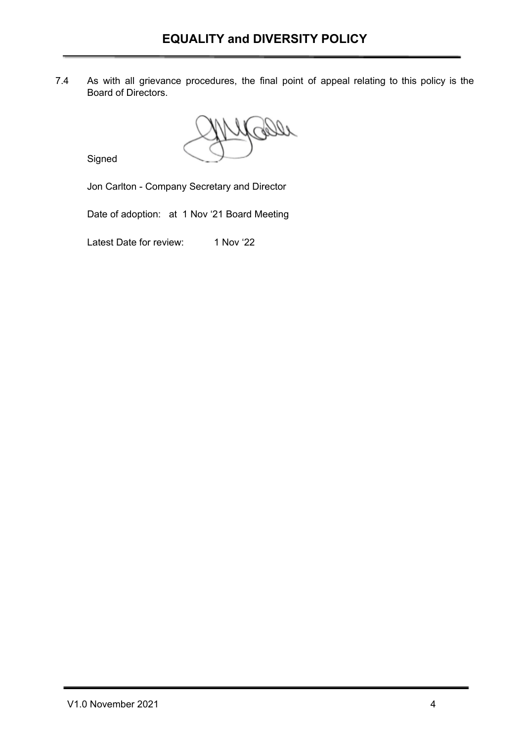7.4 As with all grievance procedures, the final point of appeal relating to this policy is the Board of Directors.

Signed

Jon Carlton - Company Secretary and Director

Date of adoption: at 1 Nov ‘21 Board Meeting

Latest Date for review: 1 Nov ‘22